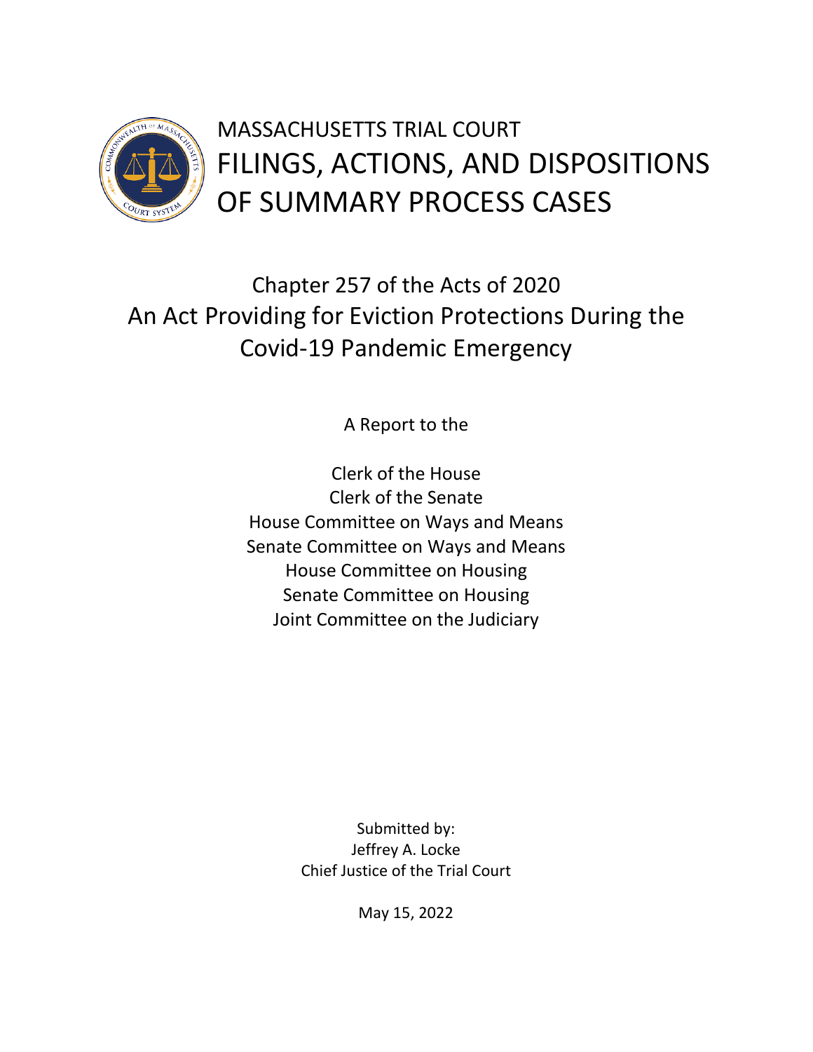# MASSACHUSETTS TRIAL COURT
# FILINGS, ACTIONS, AND DISPOSITIONS OF SUMMARY PROCESS CASES

## Chapter 257 of the Acts of 2020
## An Act Providing for Eviction Protections During the Covid-19 Pandemic Emergency

A Report to the

Clerk of the House
Clerk of the Senate
House Committee on Ways and Means
Senate Committee on Ways and Means
House Committee on Housing
Senate Committee on Housing
Joint Committee on the Judiciary

Submitted by:
Jeffrey A. Locke
Chief Justice of the Trial Court

May 15, 2022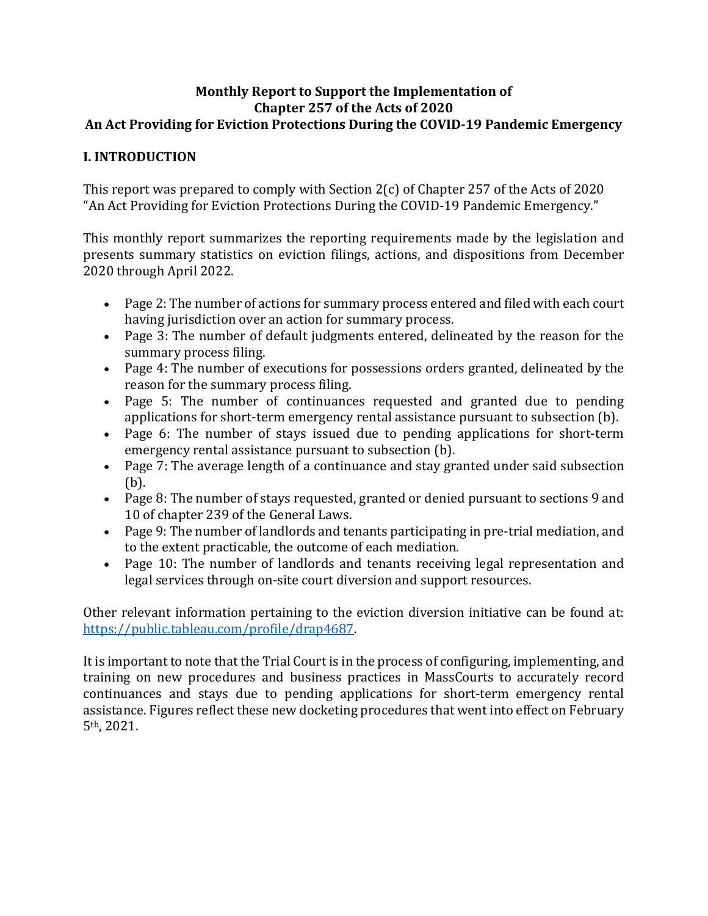**Monthly Report to Support the Implementation of**
**Chapter 257 of the Acts of 2020**
**An Act Providing for Eviction Protections During the COVID-19 Pandemic Emergency**

## I. INTRODUCTION

This report was prepared to comply with Section 2(c) of Chapter 257 of the Acts of 2020 "An Act Providing for Eviction Protections During the COVID-19 Pandemic Emergency."

This monthly report summarizes the reporting requirements made by the legislation and presents summary statistics on eviction filings, actions, and dispositions from December 2020 through April 2022.

- Page 2: The number of actions for summary process entered and filed with each court having jurisdiction over an action for summary process.
- Page 3: The number of default judgments entered, delineated by the reason for the summary process filing.
- Page 4: The number of executions for possessions orders granted, delineated by the reason for the summary process filing.
- Page 5: The number of continuances requested and granted due to pending applications for short-term emergency rental assistance pursuant to subsection (b).
- Page 6: The number of stays issued due to pending applications for short-term emergency rental assistance pursuant to subsection (b).
- Page 7: The average length of a continuance and stay granted under said subsection (b).
- Page 8: The number of stays requested, granted or denied pursuant to sections 9 and 10 of chapter 239 of the General Laws.
- Page 9: The number of landlords and tenants participating in pre-trial mediation, and to the extent practicable, the outcome of each mediation.
- Page 10: The number of landlords and tenants receiving legal representation and legal services through on-site court diversion and support resources.

Other relevant information pertaining to the eviction diversion initiative can be found at: https://public.tableau.com/profile/drap4687.

It is important to note that the Trial Court is in the process of configuring, implementing, and training on new procedures and business practices in MassCourts to accurately record continuances and stays due to pending applications for short-term emergency rental assistance. Figures reflect these new docketing procedures that went into effect on February 5th, 2021.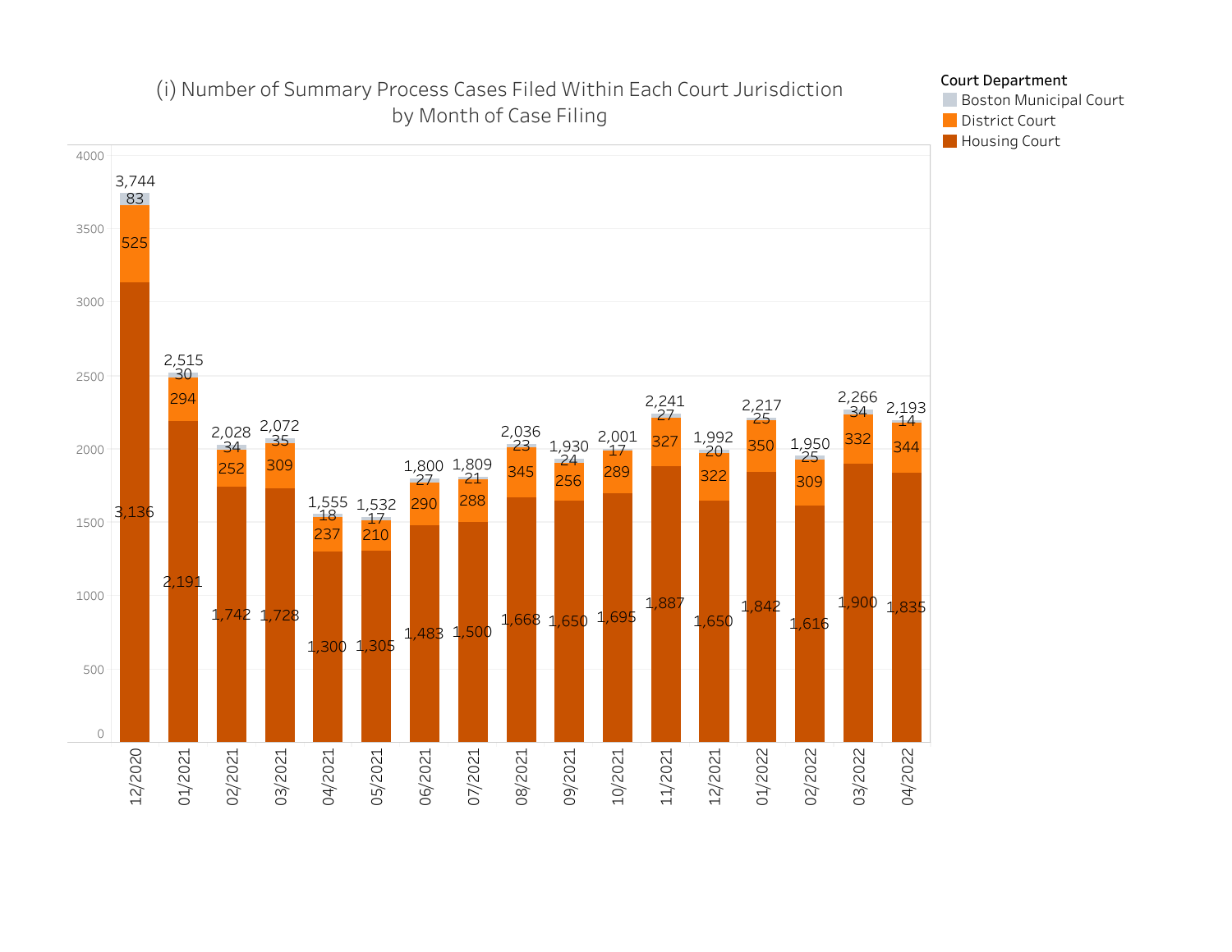# (i) Number of Summary Process Cases Filed Within Each Court Jurisdiction by Month of Case Filing

| Month of Case Filing | Housing Court | District Court | Boston Municipal Court | Total |
|---|---|---|---|---|
| 12/2020 | 3,136 | 525 | 83 | 3,744 |
| 01/2021 | 2,191 | 294 | 30 | 2,515 |
| 02/2021 | 1,742 | 252 | 34 | 2,028 |
| 03/2021 | 1,728 | 309 | 35 | 2,072 |
| 04/2021 | 1,300 | 237 | 18 | 1,555 |
| 05/2021 | 1,305 | 210 | 17 | 1,532 |
| 06/2021 | 1,483 | 290 | 27 | 1,800 |
| 07/2021 | 1,500 | 288 | 21 | 1,809 |
| 08/2021 | 1,668 | 345 | 23 | 2,036 |
| 09/2021 | 1,650 | 256 | 24 | 1,930 |
| 10/2021 | 1,695 | 289 | 17 | 2,001 |
| 11/2021 | 1,887 | 327 | 27 | 2,241 |
| 12/2021 | 1,650 | 322 | 20 | 1,992 |
| 01/2022 | 1,842 | 350 | 25 | 2,217 |
| 02/2022 | 1,616 | 309 | 25 | 1,950 |
| 03/2022 | 1,900 | 332 | 34 | 2,266 |
| 04/2022 | 1,835 | 344 | 14 | 2,193 |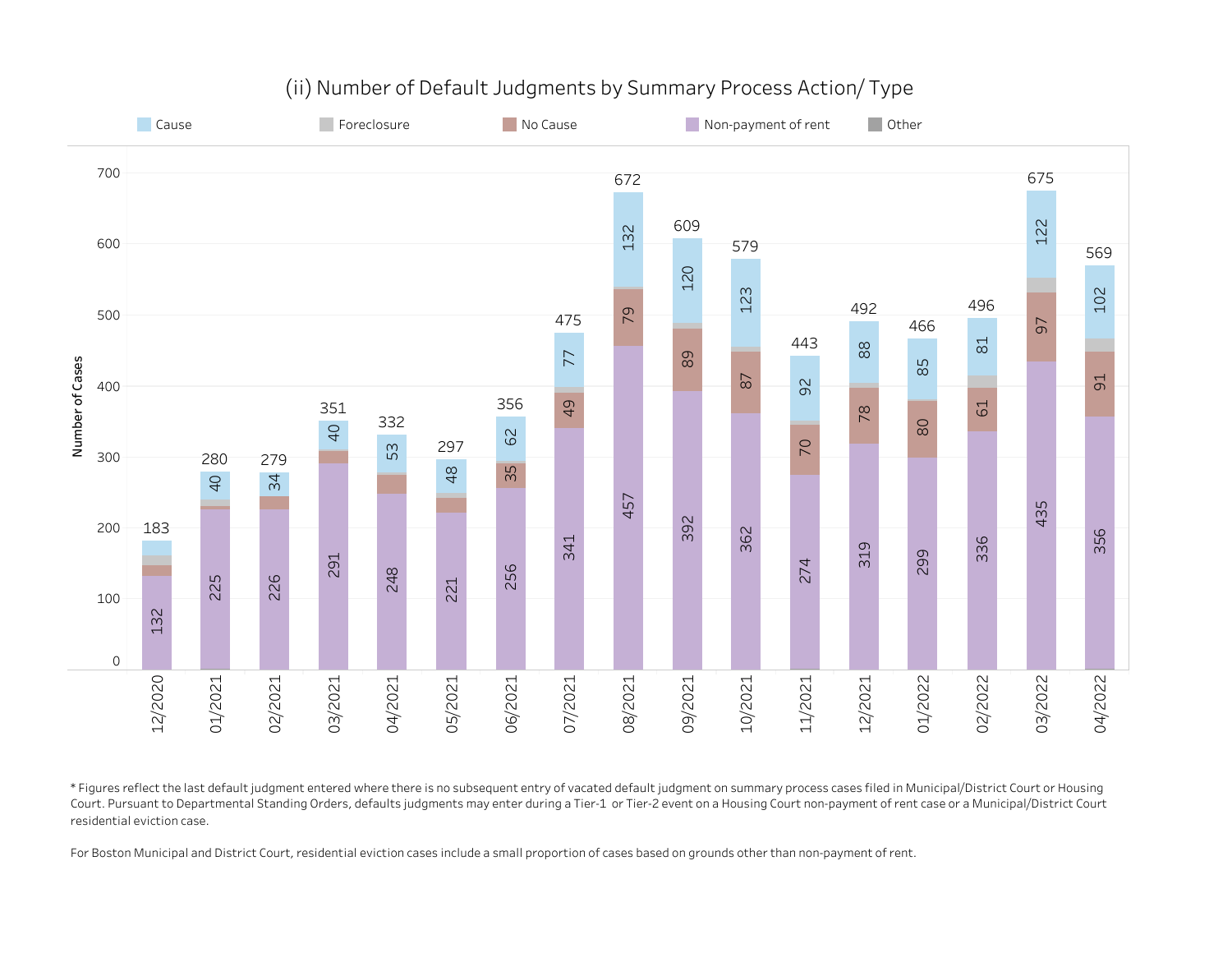## (ii) Number of Default Judgments by Summary Process Action/ Type

| Month | Non-payment of rent | No Cause | Cause | Total |
|---|---|---|---|---|
| 12/2020 | 132 | | | 183 |
| 01/2021 | 225 | | 40 | 280 |
| 02/2021 | 226 | | 34 | 279 |
| 03/2021 | 291 | | 40 | 351 |
| 04/2021 | 248 | | 53 | 332 |
| 05/2021 | 221 | | 48 | 297 |
| 06/2021 | 256 | 35 | 62 | 356 |
| 07/2021 | 341 | 49 | 77 | 475 |
| 08/2021 | 457 | 79 | 132 | 672 |
| 09/2021 | 392 | 89 | 120 | 609 |
| 10/2021 | 362 | 87 | 123 | 579 |
| 11/2021 | 274 | 70 | 92 | 443 |
| 12/2021 | 319 | 78 | 88 | 492 |
| 01/2022 | 299 | 80 | 85 | 466 |
| 02/2022 | 336 | 61 | 81 | 496 |
| 03/2022 | 435 | 97 | 122 | 675 |
| 04/2022 | 356 | 91 | 102 | 569 |

Legend: Cause, Foreclosure, No Cause, Non-payment of rent, Other

\* Figures reflect the last default judgment entered where there is no subsequent entry of vacated default judgment on summary process cases filed in Municipal/District Court or Housing Court. Pursuant to Departmental Standing Orders, defaults judgments may enter during a Tier-1 or Tier-2 event on a Housing Court non-payment of rent case or a Municipal/District Court residential eviction case.

For Boston Municipal and District Court, residential eviction cases include a small proportion of cases based on grounds other than non-payment of rent.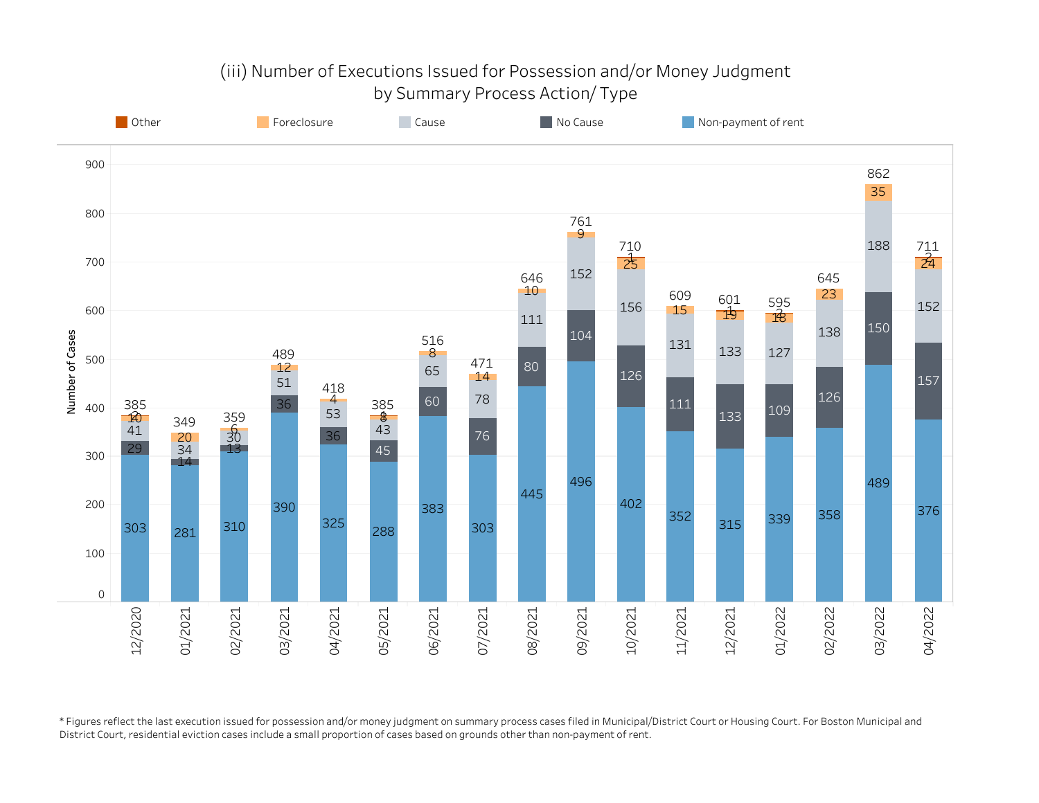# (iii) Number of Executions Issued for Possession and/or Money Judgment by Summary Process Action/ Type

| Month | Non-payment of rent | No Cause | Cause | Foreclosure | Other | Total |
|---|---|---|---|---|---|---|
| 12/2020 | 303 | 29 | 41 | 10 | 2 | 385 |
| 01/2021 | 281 | 14 | 34 | 20 | | 349 |
| 02/2021 | 310 | 13 | 30 | 6 | | 359 |
| 03/2021 | 390 | 36 | 51 | 12 | | 489 |
| 04/2021 | 325 | 36 | 53 | 4 | | 418 |
| 05/2021 | 288 | 45 | 43 | 8 | 1 | 385 |
| 06/2021 | 383 | 60 | 65 | 8 | | 516 |
| 07/2021 | 303 | 76 | 78 | 14 | | 471 |
| 08/2021 | 445 | 80 | 111 | 10 | | 646 |
| 09/2021 | 496 | 104 | 152 | 9 | | 761 |
| 10/2021 | 402 | 126 | 156 | 25 | 1 | 710 |
| 11/2021 | 352 | 111 | 131 | 15 | | 609 |
| 12/2021 | 315 | 133 | 133 | 19 | 1 | 601 |
| 01/2022 | 339 | 109 | 127 | 18 | 2 | 595 |
| 02/2022 | 358 | 126 | 138 | 23 | | 645 |
| 03/2022 | 489 | 150 | 188 | 35 | | 862 |
| 04/2022 | 376 | 157 | 152 | 24 | 2 | 711 |

* Figures reflect the last execution issued for possession and/or money judgment on summary process cases filed in Municipal/District Court or Housing Court. For Boston Municipal and District Court, residential eviction cases include a small proportion of cases based on grounds other than non-payment of rent.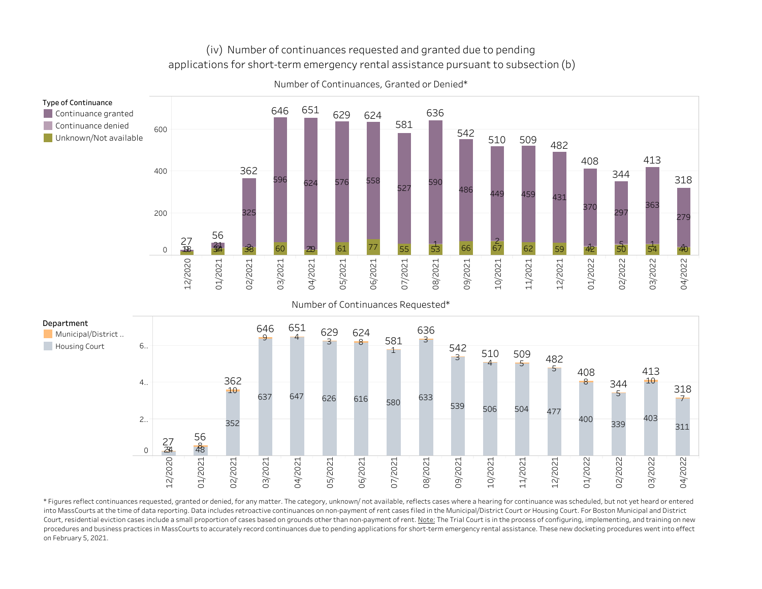(iv) Number of continuances requested and granted due to pending applications for short-term emergency rental assistance pursuant to subsection (b)

**Number of Continuances, Granted or Denied***

| Month | Continuance granted | Continuance denied | Unknown/Not available | Total |
|---|---|---|---|---|
| 12/2020 | 13 | | 13 | 27 |
| 01/2021 | 21 | 1 | 34 | 56 |
| 02/2021 | 325 | | 38 | 362 |
| 03/2021 | 596 | | 60 | 646 |
| 04/2021 | 624 | | 29 | 651 |
| 05/2021 | 576 | | 61 | 629 |
| 06/2021 | 558 | | 77 | 624 |
| 07/2021 | 527 | | 55 | 581 |
| 08/2021 | 590 | 1 | 53 | 636 |
| 09/2021 | 486 | | 66 | 542 |
| 10/2021 | 449 | 2 | 67 | 510 |
| 11/2021 | 459 | | 62 | 509 |
| 12/2021 | 431 | | 59 | 482 |
| 01/2022 | 370 | 1 | 42 | 408 |
| 02/2022 | 297 | 5 | 50 | 344 |
| 03/2022 | 363 | 1 | 54 | 413 |
| 04/2022 | 279 | 1 | 40 | 318 |

**Number of Continuances Requested***

| Month | Municipal/District .. | Housing Court | Total |
|---|---|---|---|
| 12/2020 | 3 | 24 | 27 |
| 01/2021 | 8 | 48 | 56 |
| 02/2021 | 10 | 352 | 362 |
| 03/2021 | 9 | 637 | 646 |
| 04/2021 | 4 | 647 | 651 |
| 05/2021 | 3 | 626 | 629 |
| 06/2021 | 8 | 616 | 624 |
| 07/2021 | 1 | 580 | 581 |
| 08/2021 | 3 | 633 | 636 |
| 09/2021 | 3 | 539 | 542 |
| 10/2021 | 4 | 506 | 510 |
| 11/2021 | 5 | 504 | 509 |
| 12/2021 | 5 | 477 | 482 |
| 01/2022 | 8 | 400 | 408 |
| 02/2022 | 5 | 339 | 344 |
| 03/2022 | 10 | 403 | 413 |
| 04/2022 | 7 | 311 | 318 |

* Figures reflect continuances requested, granted or denied, for any matter. The category, unknown/ not available, reflects cases where a hearing for continuance was scheduled, but not yet heard or entered into MassCourts at the time of data reporting. Data includes retroactive continuances on non-payment of rent cases filed in the Municipal/District Court or Housing Court. For Boston Municipal and District Court, residential eviction cases include a small proportion of cases based on grounds other than non-payment of rent. Note: The Trial Court is in the process of configuring, implementing, and training on new procedures and business practices in MassCourts to accurately record continuances due to pending applications for short-term emergency rental assistance. These new docketing procedures went into effect on February 5, 2021.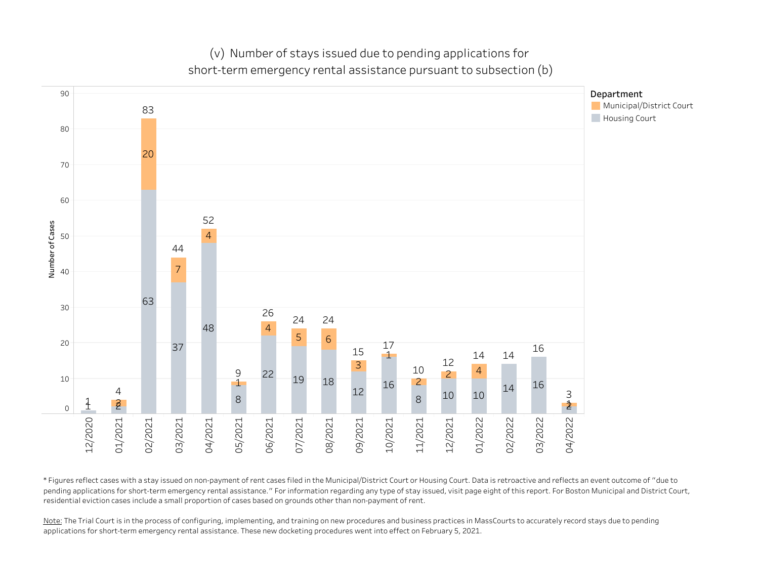## (v) Number of stays issued due to pending applications for short-term emergency rental assistance pursuant to subsection (b)

| Month | Municipal/District Court | Housing Court | Total |
|---|---|---|---|
| 12/2020 | | 1 | 1 |
| 01/2021 | 2 | 2 | 4 |
| 02/2021 | 20 | 63 | 83 |
| 03/2021 | 7 | 37 | 44 |
| 04/2021 | 4 | 48 | 52 |
| 05/2021 | 1 | 8 | 9 |
| 06/2021 | 4 | 22 | 26 |
| 07/2021 | 5 | 19 | 24 |
| 08/2021 | 6 | 18 | 24 |
| 09/2021 | 3 | 12 | 15 |
| 10/2021 | 1 | 16 | 17 |
| 11/2021 | 2 | 8 | 10 |
| 12/2021 | 2 | 10 | 12 |
| 01/2022 | 4 | 10 | 14 |
| 02/2022 | | 14 | 14 |
| 03/2022 | | 16 | 16 |
| 04/2022 | 1 | 2 | 3 |

\* Figures reflect cases with a stay issued on non-payment of rent cases filed in the Municipal/District Court or Housing Court. Data is retroactive and reflects an event outcome of "due to pending applications for short-term emergency rental assistance." For information regarding any type of stay issued, visit page eight of this report. For Boston Municipal and District Court, residential eviction cases include a small proportion of cases based on grounds other than non-payment of rent.

Note: The Trial Court is in the process of configuring, implementing, and training on new procedures and business practices in MassCourts to accurately record stays due to pending applications for short-term emergency rental assistance. These new docketing procedures went into effect on February 5, 2021.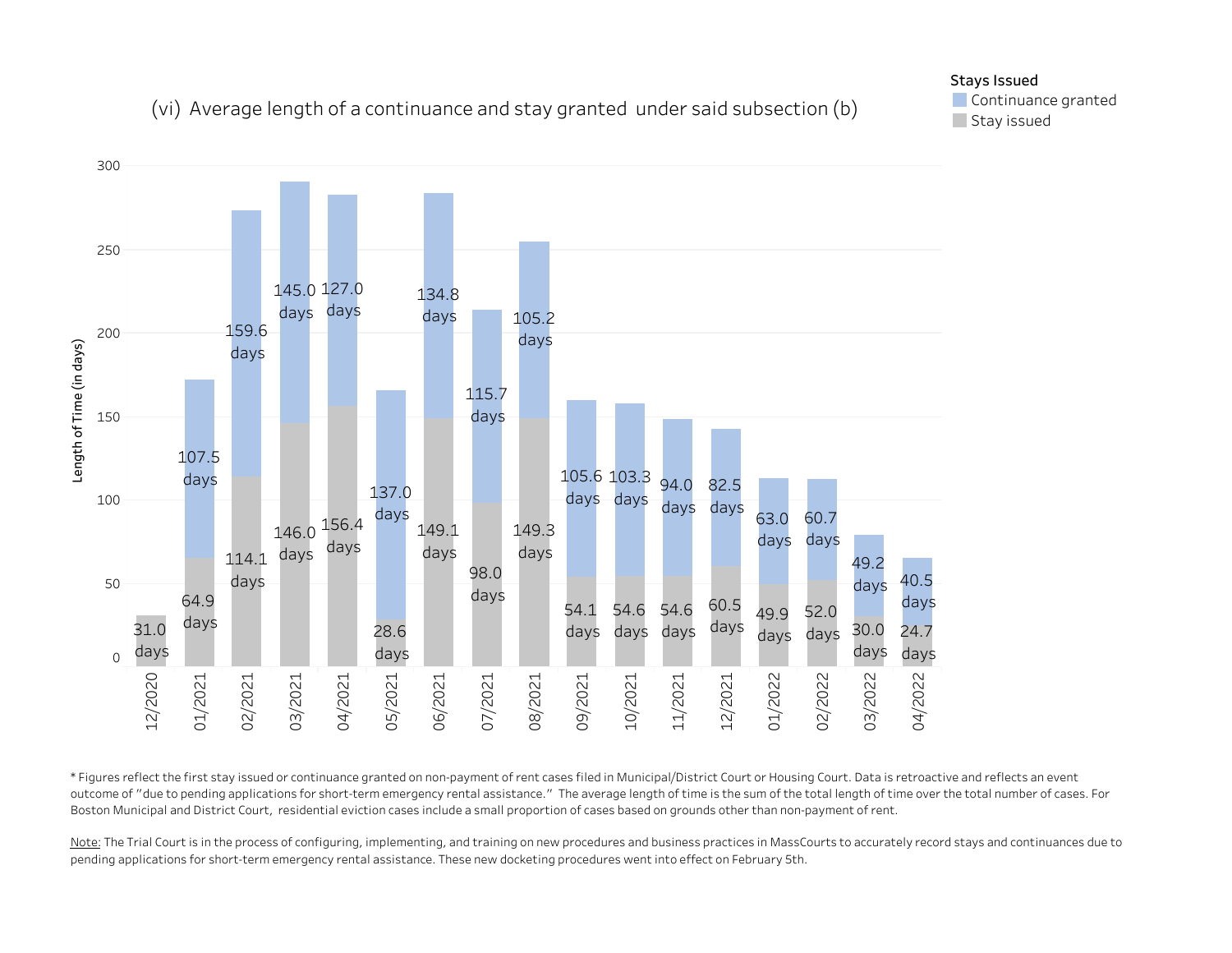## (vi) Average length of a continuance and stay granted under said subsection (b)

**Stays Issued**
- Continuance granted
- Stay issued

| Month | Stay issued | Continuance granted |
| --- | --- | --- |
| 12/2020 | 31.0 days | |
| 01/2021 | 64.9 days | 107.5 days |
| 02/2021 | 114.1 days | 159.6 days |
| 03/2021 | 146.0 days | 145.0 days |
| 04/2021 | 156.4 days | 127.0 days |
| 05/2021 | 28.6 days | 137.0 days |
| 06/2021 | 149.1 days | 134.8 days |
| 07/2021 | 98.0 days | 115.7 days |
| 08/2021 | 149.3 days | 105.2 days |
| 09/2021 | 54.1 days | 105.6 days |
| 10/2021 | 54.6 days | 103.3 days |
| 11/2021 | 54.6 days | 94.0 days |
| 12/2021 | 60.5 days | 82.5 days |
| 01/2022 | 49.9 days | 63.0 days |
| 02/2022 | 52.0 days | 60.7 days |
| 03/2022 | 30.0 days | 49.2 days |
| 04/2022 | 24.7 days | 40.5 days |

Length of Time (in days)

* Figures reflect the first stay issued or continuance granted on non-payment of rent cases filed in Municipal/District Court or Housing Court. Data is retroactive and reflects an event outcome of "due to pending applications for short-term emergency rental assistance." The average length of time is the sum of the total length of time over the total number of cases. For Boston Municipal and District Court, residential eviction cases include a small proportion of cases based on grounds other than non-payment of rent.

Note: The Trial Court is in the process of configuring, implementing, and training on new procedures and business practices in MassCourts to accurately record stays and continuances due to pending applications for short-term emergency rental assistance. These new docketing procedures went into effect on February 5th.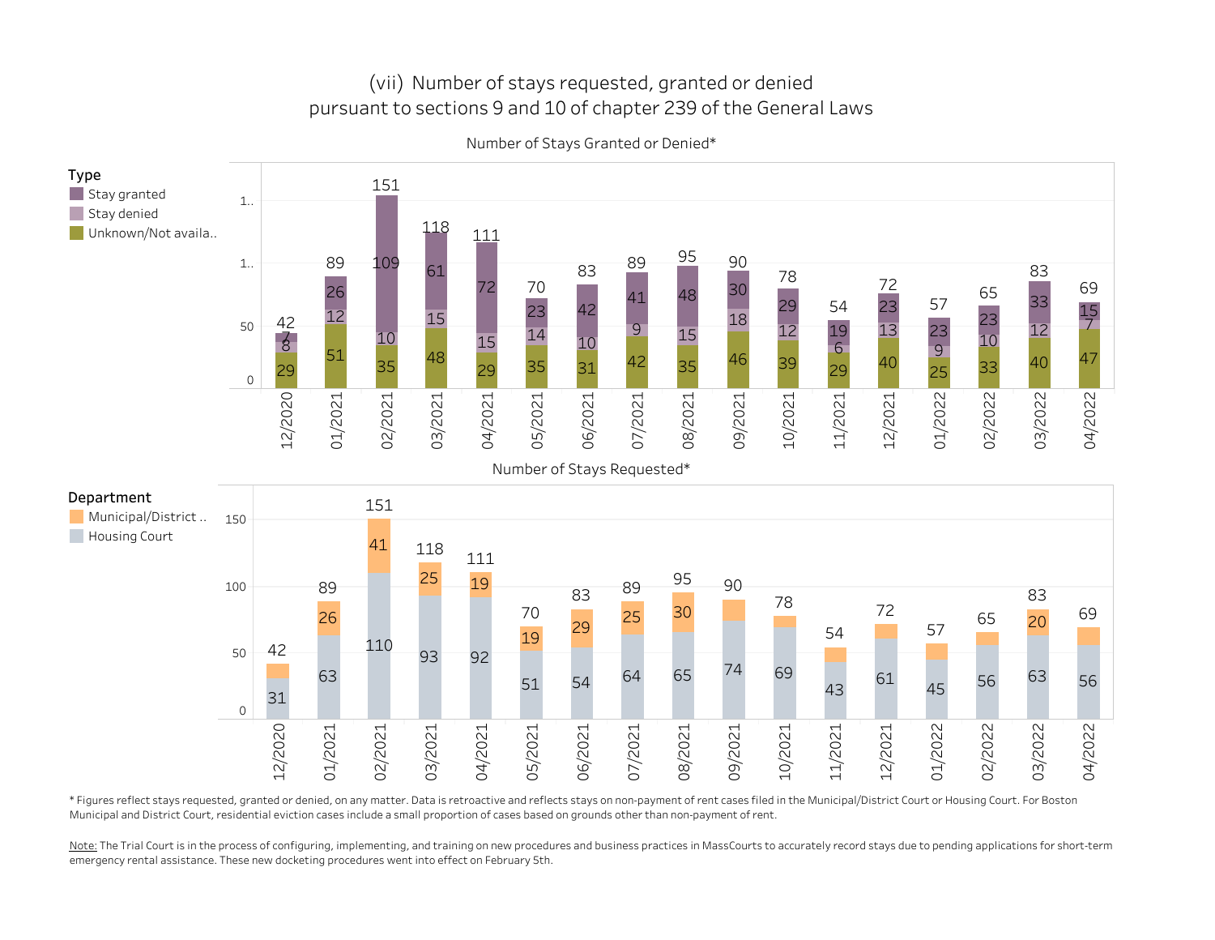# (vii) Number of stays requested, granted or denied pursuant to sections 9 and 10 of chapter 239 of the General Laws

## Number of Stays Granted or Denied*

| Month | Stay granted | Stay denied | Unknown/Not available | Total |
|---|---|---|---|---|
| 12/2020 | 7 | 8 | 29 | 42 |
| 01/2021 | 26 | 12 | 51 | 89 |
| 02/2021 | 109 | 10 | 35 | 151 |
| 03/2021 | 61 | 15 | 48 | 118 |
| 04/2021 | 72 | 15 | 29 | 111 |
| 05/2021 | 23 | 14 | 35 | 70 |
| 06/2021 | 42 | 10 | 31 | 83 |
| 07/2021 | 41 | 9 | 42 | 89 |
| 08/2021 | 48 | 15 | 35 | 95 |
| 09/2021 | 30 | 18 | 46 | 90 |
| 10/2021 | 29 | 12 | 39 | 78 |
| 11/2021 | 19 | 6 | 29 | 54 |
| 12/2021 | 23 | 13 | 40 | 72 |
| 01/2022 | 23 | 9 | 25 | 57 |
| 02/2022 | 23 | 10 | 33 | 65 |
| 03/2022 | 33 | 12 | 40 | 83 |
| 04/2022 | 15 | 7 | 47 | 69 |

## Number of Stays Requested*

| Month | Municipal/District Court | Housing Court | Total |
|---|---|---|---|
| 12/2020 | | 31 | 42 |
| 01/2021 | 26 | 63 | 89 |
| 02/2021 | 41 | 110 | 151 |
| 03/2021 | 25 | 93 | 118 |
| 04/2021 | 19 | 92 | 111 |
| 05/2021 | 19 | 51 | 70 |
| 06/2021 | 29 | 54 | 83 |
| 07/2021 | 25 | 64 | 89 |
| 08/2021 | 30 | 65 | 95 |
| 09/2021 | | 74 | 90 |
| 10/2021 | | 69 | 78 |
| 11/2021 | | 43 | 54 |
| 12/2021 | | 61 | 72 |
| 01/2022 | | 45 | 57 |
| 02/2022 | | 56 | 65 |
| 03/2022 | 20 | 63 | 83 |
| 04/2022 | | 56 | 69 |

* Figures reflect stays requested, granted or denied, on any matter. Data is retroactive and reflects stays on non-payment of rent cases filed in the Municipal/District Court or Housing Court. For Boston Municipal and District Court, residential eviction cases include a small proportion of cases based on grounds other than non-payment of rent.

Note: The Trial Court is in the process of configuring, implementing, and training on new procedures and business practices in MassCourts to accurately record stays due to pending applications for short-term emergency rental assistance. These new docketing procedures went into effect on February 5th.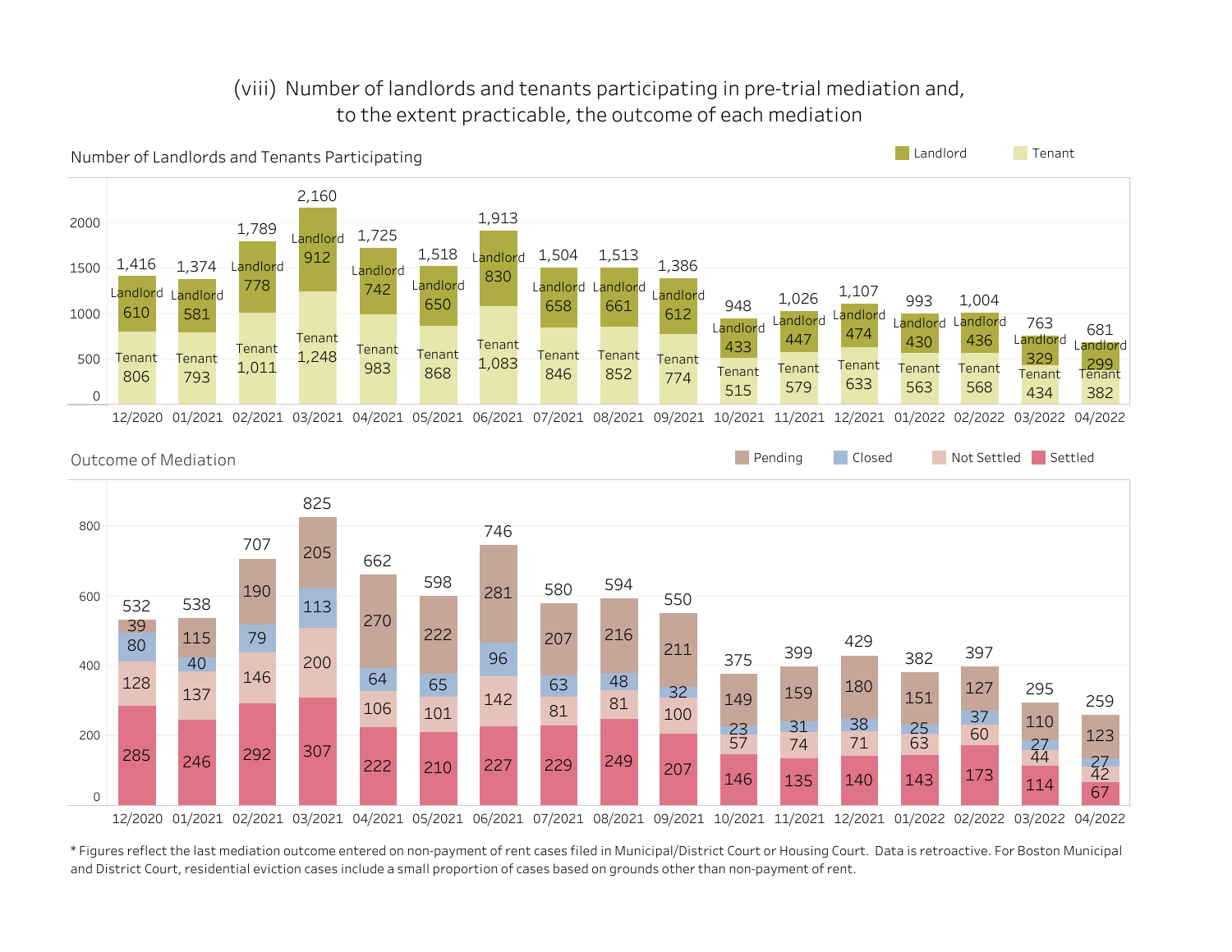## (viii) Number of landlords and tenants participating in pre-trial mediation and, to the extent practicable, the outcome of each mediation

### Number of Landlords and Tenants Participating

| Month | Landlord | Tenant | Total |
|---|---|---|---|
| 12/2020 | 610 | 806 | 1,416 |
| 01/2021 | 581 | 793 | 1,374 |
| 02/2021 | 778 | 1,011 | 1,789 |
| 03/2021 | 912 | 1,248 | 2,160 |
| 04/2021 | 742 | 983 | 1,725 |
| 05/2021 | 650 | 868 | 1,518 |
| 06/2021 | 830 | 1,083 | 1,913 |
| 07/2021 | 658 | 846 | 1,504 |
| 08/2021 | 661 | 852 | 1,513 |
| 09/2021 | 612 | 774 | 1,386 |
| 10/2021 | 433 | 515 | 948 |
| 11/2021 | 447 | 579 | 1,026 |
| 12/2021 | 474 | 633 | 1,107 |
| 01/2022 | 430 | 563 | 993 |
| 02/2022 | 436 | 568 | 1,004 |
| 03/2022 | 329 | 434 | 763 |
| 04/2022 | 299 | 382 | 681 |

### Outcome of Mediation

| Month | Pending | Closed | Not Settled | Settled | Total |
|---|---|---|---|---|---|
| 12/2020 | 39 | 80 | 128 | 285 | 532 |
| 01/2021 | 115 | 40 | 137 | 246 | 538 |
| 02/2021 | 190 | 79 | 146 | 292 | 707 |
| 03/2021 | 205 | 113 | 200 | 307 | 825 |
| 04/2021 | 270 | 64 | 106 | 222 | 662 |
| 05/2021 | 222 | 65 | 101 | 210 | 598 |
| 06/2021 | 281 | 96 | 142 | 227 | 746 |
| 07/2021 | 207 | 63 | 81 | 229 | 580 |
| 08/2021 | 216 | 48 | 81 | 249 | 594 |
| 09/2021 | 211 | 32 | 100 | 207 | 550 |
| 10/2021 | 149 | 23 | 57 | 146 | 375 |
| 11/2021 | 159 | 31 | 74 | 135 | 399 |
| 12/2021 | 180 | 38 | 71 | 140 | 429 |
| 01/2022 | 151 | 25 | 63 | 143 | 382 |
| 02/2022 | 127 | 37 | 60 | 173 | 397 |
| 03/2022 | 110 | 27 | 44 | 114 | 295 |
| 04/2022 | 123 | 27 | 42 | 67 | 259 |

* Figures reflect the last mediation outcome entered on non-payment of rent cases filed in Municipal/District Court or Housing Court. Data is retroactive. For Boston Municipal and District Court, residential eviction cases include a small proportion of cases based on grounds other than non-payment of rent.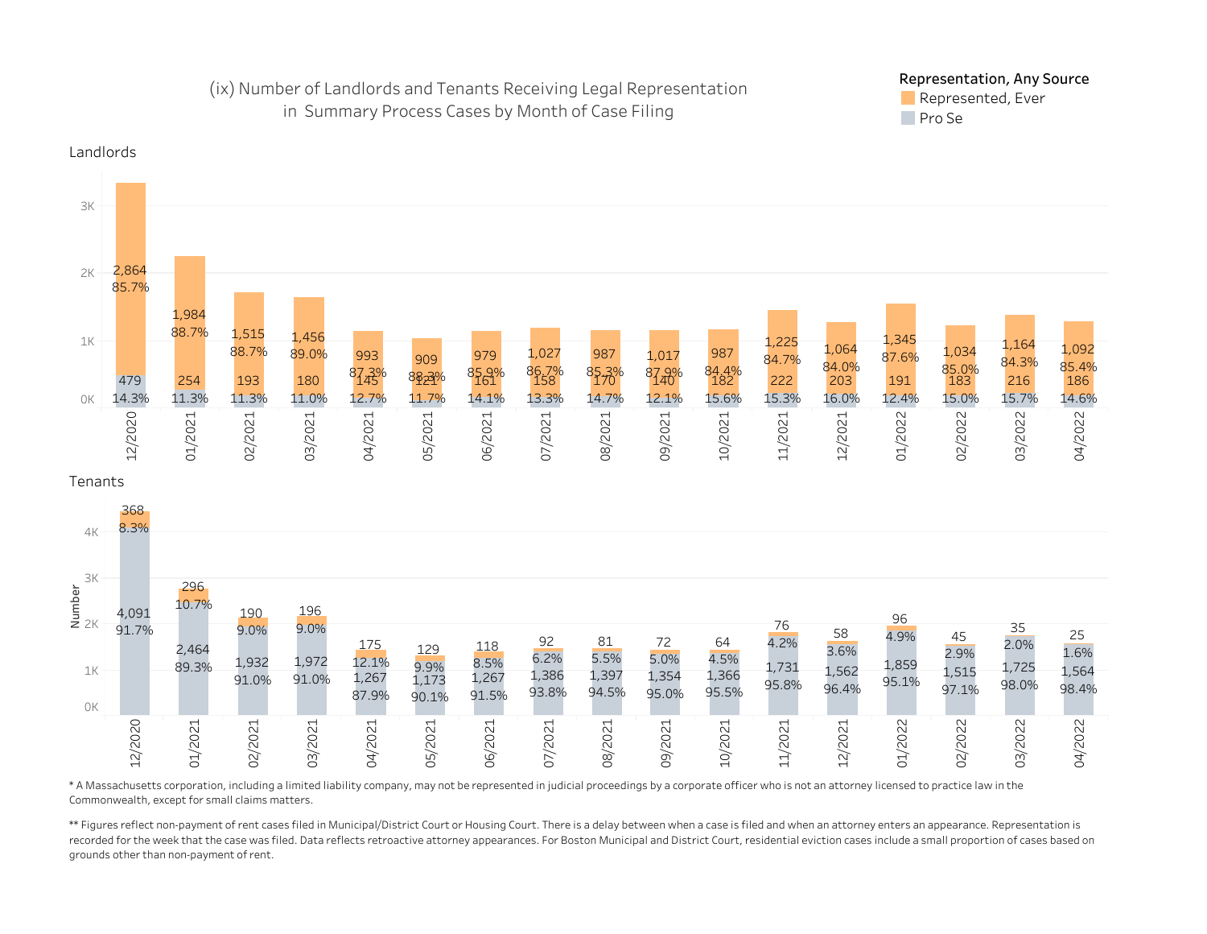(ix) Number of Landlords and Tenants Receiving Legal Representation in Summary Process Cases by Month of Case Filing

Representation, Any Source
Represented, Ever
Pro Se

Landlords

3K
2K
1K
0K

12/2020: 2,864 85.7% / 479 14.3%
01/2021: 1,984 88.7% / 254 11.3%
02/2021: 1,515 88.7% / 193 11.3%
03/2021: 1,456 89.0% / 180 11.0%
04/2021: 993 87.3% / 145 12.7%
05/2021: 909 88.3% / 121 11.7%
06/2021: 979 85.9% / 161 14.1%
07/2021: 1,027 86.7% / 158 13.3%
08/2021: 987 85.3% / 170 14.7%
09/2021: 1,017 87.9% / 140 12.1%
10/2021: 987 84.4% / 182 15.6%
11/2021: 1,225 84.7% / 222 15.3%
12/2021: 1,064 84.0% / 203 16.0%
01/2022: 1,345 87.6% / 191 12.4%
02/2022: 1,034 85.0% / 183 15.0%
03/2022: 1,164 84.3% / 216 15.7%
04/2022: 1,092 85.4% / 186 14.6%

Tenants

Number
4K
3K
2K
1K
0K

12/2020: 368 8.3% / 4,091 91.7%
01/2021: 296 10.7% / 2,464 89.3%
02/2021: 190 9.0% / 1,932 91.0%
03/2021: 196 9.0% / 1,972 91.0%
04/2021: 175 12.1% / 1,267 87.9%
05/2021: 129 9.9% / 1,173 90.1%
06/2021: 118 8.5% / 1,267 91.5%
07/2021: 92 6.2% / 1,386 93.8%
08/2021: 81 5.5% / 1,397 94.5%
09/2021: 72 5.0% / 1,354 95.0%
10/2021: 64 4.5% / 1,366 95.5%
11/2021: 76 4.2% / 1,731 95.8%
12/2021: 58 3.6% / 1,562 96.4%
01/2022: 96 4.9% / 1,859 95.1%
02/2022: 45 2.9% / 1,515 97.1%
03/2022: 35 2.0% / 1,725 98.0%
04/2022: 25 1.6% / 1,564 98.4%

* A Massachusetts corporation, including a limited liability company, may not be represented in judicial proceedings by a corporate officer who is not an attorney licensed to practice law in the Commonwealth, except for small claims matters.

** Figures reflect non-payment of rent cases filed in Municipal/District Court or Housing Court. There is a delay between when a case is filed and when an attorney enters an appearance. Representation is recorded for the week that the case was filed. Data reflects retroactive attorney appearances. For Boston Municipal and District Court, residential eviction cases include a small proportion of cases based on grounds other than non-payment of rent.